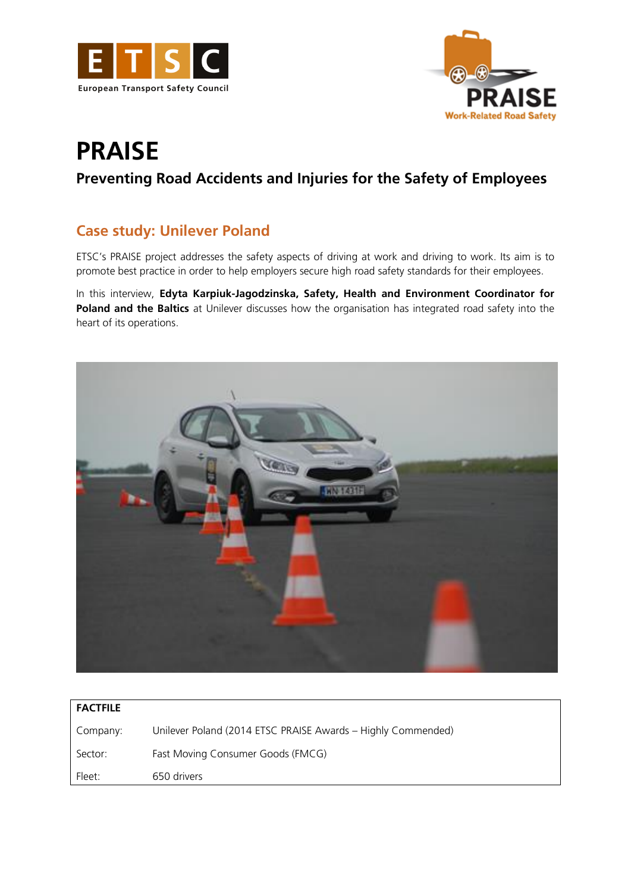European Transport Safety Council

PRAISE Work-Related Road Safety

# PRAISE

## Preventing Road Accidents and Injuries for the Safety of Employees

### Case study: Unilever Poland

ETSC's PRAISE project addresses the safety aspects of driving at work and driving to work. Its aim is to promote best practice in order to help employers secure high road safety standards for their employees.

In this interview, **Edyta Karpiuk-Jagodzinska, Safety, Health and Environment Coordinator for Poland and the Baltics** at Unilever discusses how the organisation has integrated road safety into the heart of its operations.

| FACTFILE | |
|---|---|
| Company: | Unilever Poland (2014 ETSC PRAISE Awards – Highly Commended) |
| Sector: | Fast Moving Consumer Goods (FMCG) |
| Fleet: | 650 drivers |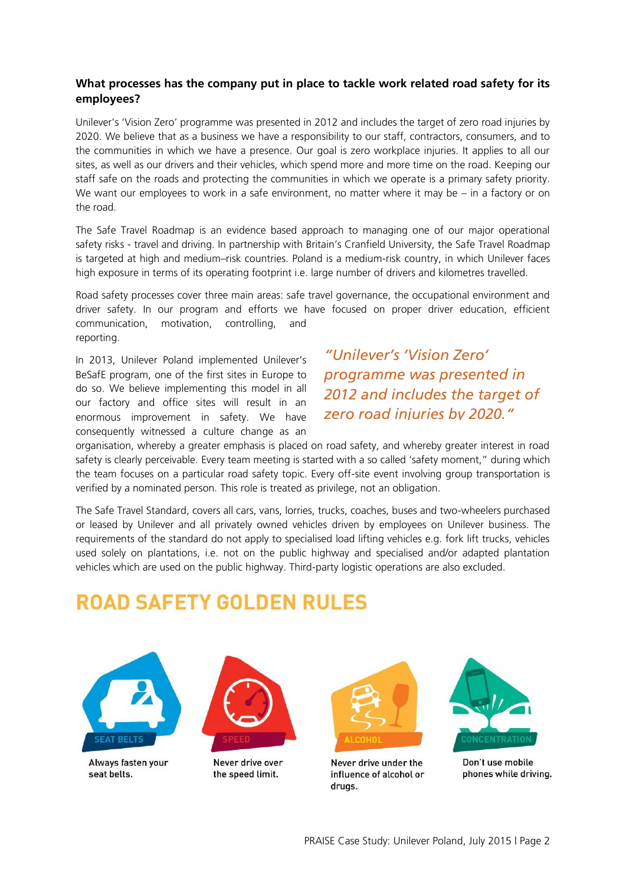**What processes has the company put in place to tackle work related road safety for its employees?**

Unilever's 'Vision Zero' programme was presented in 2012 and includes the target of zero road injuries by 2020. We believe that as a business we have a responsibility to our staff, contractors, consumers, and to the communities in which we have a presence. Our goal is zero workplace injuries. It applies to all our sites, as well as our drivers and their vehicles, which spend more and more time on the road. Keeping our staff safe on the roads and protecting the communities in which we operate is a primary safety priority. We want our employees to work in a safe environment, no matter where it may be – in a factory or on the road.

The Safe Travel Roadmap is an evidence based approach to managing one of our major operational safety risks - travel and driving. In partnership with Britain's Cranfield University, the Safe Travel Roadmap is targeted at high and medium–risk countries. Poland is a medium-risk country, in which Unilever faces high exposure in terms of its operating footprint i.e. large number of drivers and kilometres travelled.

Road safety processes cover three main areas: safe travel governance, the occupational environment and driver safety. In our program and efforts we have focused on proper driver education, efficient communication, motivation, controlling, and reporting.

*"Unilever's 'Vision Zero' programme was presented in 2012 and includes the target of zero road injuries by 2020."*

In 2013, Unilever Poland implemented Unilever's BeSafE program, one of the first sites in Europe to do so. We believe implementing this model in all our factory and office sites will result in an enormous improvement in safety. We have consequently witnessed a culture change as an organisation, whereby a greater emphasis is placed on road safety, and whereby greater interest in road safety is clearly perceivable. Every team meeting is started with a so called 'safety moment," during which the team focuses on a particular road safety topic. Every off-site event involving group transportation is verified by a nominated person. This role is treated as privilege, not an obligation.

The Safe Travel Standard, covers all cars, vans, lorries, trucks, coaches, buses and two-wheelers purchased or leased by Unilever and all privately owned vehicles driven by employees on Unilever business. The requirements of the standard do not apply to specialised load lifting vehicles e.g. fork lift trucks, vehicles used solely on plantations, i.e. not on the public highway and specialised and/or adapted plantation vehicles which are used on the public highway. Third-party logistic operations are also excluded.

## ROAD SAFETY GOLDEN RULES

**SEAT BELTS**
Always fasten your seat belts.

**SPEED**
Never drive over the speed limit.

**ALCOHOL**
Never drive under the influence of alcohol or drugs.

**CONCENTRATION**
Don't use mobile phones while driving.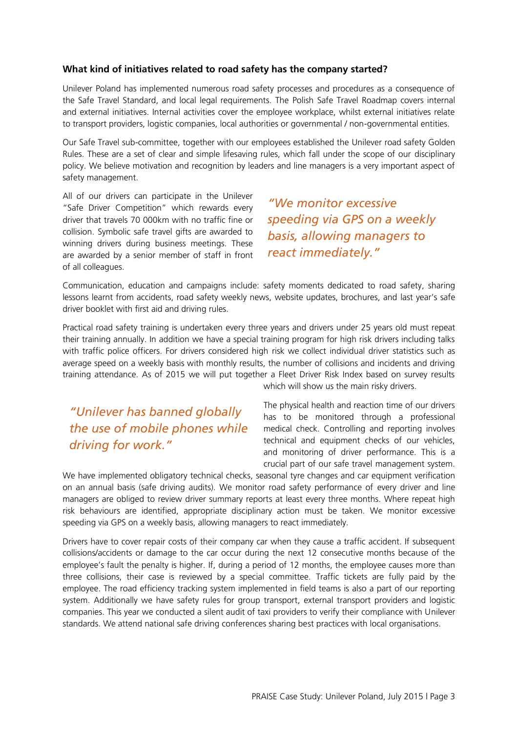**What kind of initiatives related to road safety has the company started?**

Unilever Poland has implemented numerous road safety processes and procedures as a consequence of the Safe Travel Standard, and local legal requirements. The Polish Safe Travel Roadmap covers internal and external initiatives. Internal activities cover the employee workplace, whilst external initiatives relate to transport providers, logistic companies, local authorities or governmental / non-governmental entities.

Our Safe Travel sub-committee, together with our employees established the Unilever road safety Golden Rules. These are a set of clear and simple lifesaving rules, which fall under the scope of our disciplinary policy. We believe motivation and recognition by leaders and line managers is a very important aspect of safety management.

All of our drivers can participate in the Unilever "Safe Driver Competition" which rewards every driver that travels 70 000km with no traffic fine or collision. Symbolic safe travel gifts are awarded to winning drivers during business meetings. These are awarded by a senior member of staff in front of all colleagues.

*"We monitor excessive speeding via GPS on a weekly basis, allowing managers to react immediately."*

Communication, education and campaigns include: safety moments dedicated to road safety, sharing lessons learnt from accidents, road safety weekly news, website updates, brochures, and last year's safe driver booklet with first aid and driving rules.

Practical road safety training is undertaken every three years and drivers under 25 years old must repeat their training annually. In addition we have a special training program for high risk drivers including talks with traffic police officers. For drivers considered high risk we collect individual driver statistics such as average speed on a weekly basis with monthly results, the number of collisions and incidents and driving training attendance. As of 2015 we will put together a Fleet Driver Risk Index based on survey results which will show us the main risky drivers.

*"Unilever has banned globally the use of mobile phones while driving for work."*

The physical health and reaction time of our drivers has to be monitored through a professional medical check. Controlling and reporting involves technical and equipment checks of our vehicles, and monitoring of driver performance. This is a crucial part of our safe travel management system. We have implemented obligatory technical checks, seasonal tyre changes and car equipment verification on an annual basis (safe driving audits). We monitor road safety performance of every driver and line managers are obliged to review driver summary reports at least every three months. Where repeat high risk behaviours are identified, appropriate disciplinary action must be taken. We monitor excessive speeding via GPS on a weekly basis, allowing managers to react immediately.

Drivers have to cover repair costs of their company car when they cause a traffic accident. If subsequent collisions/accidents or damage to the car occur during the next 12 consecutive months because of the employee's fault the penalty is higher. If, during a period of 12 months, the employee causes more than three collisions, their case is reviewed by a special committee. Traffic tickets are fully paid by the employee. The road efficiency tracking system implemented in field teams is also a part of our reporting system. Additionally we have safety rules for group transport, external transport providers and logistic companies. This year we conducted a silent audit of taxi providers to verify their compliance with Unilever standards. We attend national safe driving conferences sharing best practices with local organisations.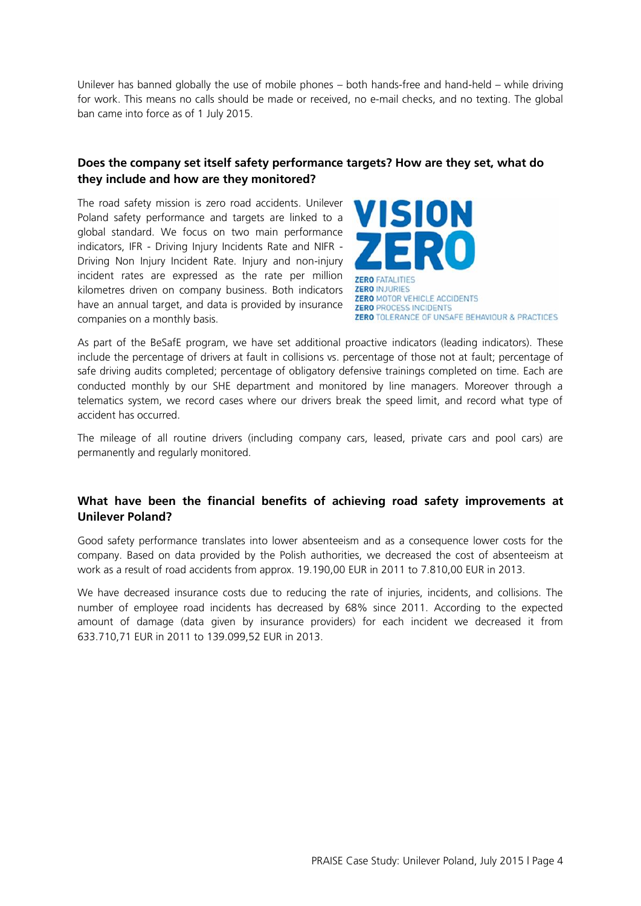Unilever has banned globally the use of mobile phones – both hands-free and hand-held – while driving for work. This means no calls should be made or received, no e-mail checks, and no texting. The global ban came into force as of 1 July 2015.

### Does the company set itself safety performance targets? How are they set, what do they include and how are they monitored?

The road safety mission is zero road accidents. Unilever Poland safety performance and targets are linked to a global standard. We focus on two main performance indicators, IFR - Driving Injury Incidents Rate and NIFR - Driving Non Injury Incident Rate. Injury and non-injury incident rates are expressed as the rate per million kilometres driven on company business. Both indicators have an annual target, and data is provided by insurance companies on a monthly basis.

**VISION ZERO**

**ZERO** FATALITIES
**ZERO** INJURIES
**ZERO** MOTOR VEHICLE ACCIDENTS
**ZERO** PROCESS INCIDENTS
**ZERO** TOLERANCE OF UNSAFE BEHAVIOUR & PRACTICES

As part of the BeSafE program, we have set additional proactive indicators (leading indicators). These include the percentage of drivers at fault in collisions vs. percentage of those not at fault; percentage of safe driving audits completed; percentage of obligatory defensive trainings completed on time. Each are conducted monthly by our SHE department and monitored by line managers. Moreover through a telematics system, we record cases where our drivers break the speed limit, and record what type of accident has occurred.

The mileage of all routine drivers (including company cars, leased, private cars and pool cars) are permanently and regularly monitored.

### What have been the financial benefits of achieving road safety improvements at Unilever Poland?

Good safety performance translates into lower absenteeism and as a consequence lower costs for the company. Based on data provided by the Polish authorities, we decreased the cost of absenteeism at work as a result of road accidents from approx. 19.190,00 EUR in 2011 to 7.810,00 EUR in 2013.

We have decreased insurance costs due to reducing the rate of injuries, incidents, and collisions. The number of employee road incidents has decreased by 68% since 2011. According to the expected amount of damage (data given by insurance providers) for each incident we decreased it from 633.710,71 EUR in 2011 to 139.099,52 EUR in 2013.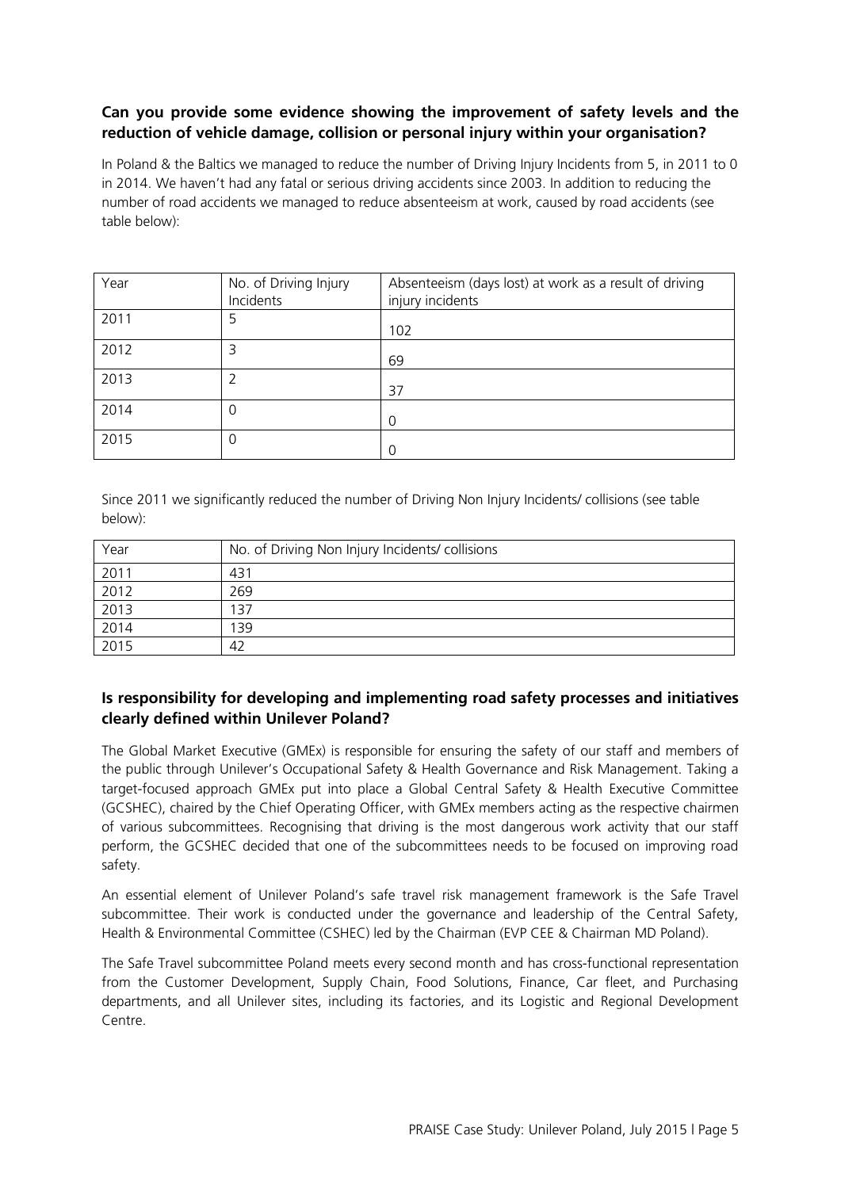### Can you provide some evidence showing the improvement of safety levels and the reduction of vehicle damage, collision or personal injury within your organisation?

In Poland & the Baltics we managed to reduce the number of Driving Injury Incidents from 5, in 2011 to 0 in 2014. We haven't had any fatal or serious driving accidents since 2003. In addition to reducing the number of road accidents we managed to reduce absenteeism at work, caused by road accidents (see table below):

| Year | No. of Driving Injury Incidents | Absenteeism (days lost) at work as a result of driving injury incidents |
|---|---|---|
| 2011 | 5 | 102 |
| 2012 | 3 | 69 |
| 2013 | 2 | 37 |
| 2014 | 0 | 0 |
| 2015 | 0 | 0 |

Since 2011 we significantly reduced the number of Driving Non Injury Incidents/ collisions (see table below):

| Year | No. of Driving Non Injury Incidents/ collisions |
|---|---|
| 2011 | 431 |
| 2012 | 269 |
| 2013 | 137 |
| 2014 | 139 |
| 2015 | 42 |

### Is responsibility for developing and implementing road safety processes and initiatives clearly defined within Unilever Poland?

The Global Market Executive (GMEx) is responsible for ensuring the safety of our staff and members of the public through Unilever's Occupational Safety & Health Governance and Risk Management. Taking a target-focused approach GMEx put into place a Global Central Safety & Health Executive Committee (GCSHEC), chaired by the Chief Operating Officer, with GMEx members acting as the respective chairmen of various subcommittees. Recognising that driving is the most dangerous work activity that our staff perform, the GCSHEC decided that one of the subcommittees needs to be focused on improving road safety.

An essential element of Unilever Poland's safe travel risk management framework is the Safe Travel subcommittee. Their work is conducted under the governance and leadership of the Central Safety, Health & Environmental Committee (CSHEC) led by the Chairman (EVP CEE & Chairman MD Poland).

The Safe Travel subcommittee Poland meets every second month and has cross-functional representation from the Customer Development, Supply Chain, Food Solutions, Finance, Car fleet, and Purchasing departments, and all Unilever sites, including its factories, and its Logistic and Regional Development Centre.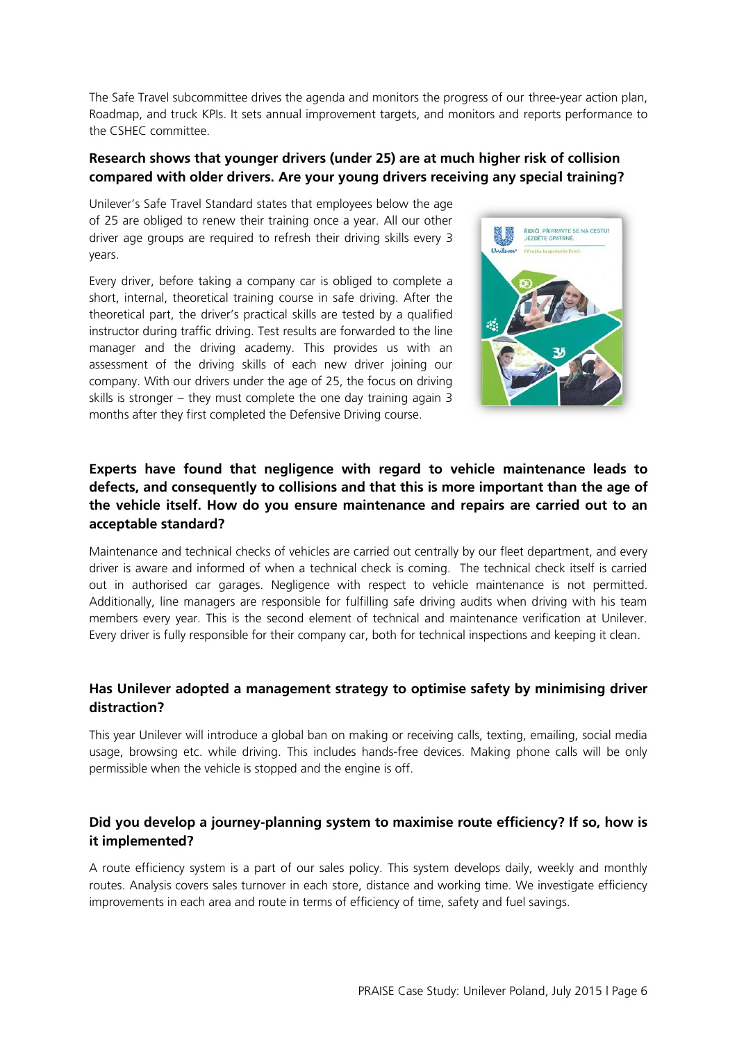The Safe Travel subcommittee drives the agenda and monitors the progress of our three-year action plan, Roadmap, and truck KPIs. It sets annual improvement targets, and monitors and reports performance to the CSHEC committee.

**Research shows that younger drivers (under 25) are at much higher risk of collision compared with older drivers. Are your young drivers receiving any special training?**

Unilever's Safe Travel Standard states that employees below the age of 25 are obliged to renew their training once a year. All our other driver age groups are required to refresh their driving skills every 3 years.

Every driver, before taking a company car is obliged to complete a short, internal, theoretical training course in safe driving. After the theoretical part, the driver's practical skills are tested by a qualified instructor during traffic driving. Test results are forwarded to the line manager and the driving academy. This provides us with an assessment of the driving skills of each new driver joining our company. With our drivers under the age of 25, the focus on driving skills is stronger – they must complete the one day training again 3 months after they first completed the Defensive Driving course.

**Experts have found that negligence with regard to vehicle maintenance leads to defects, and consequently to collisions and that this is more important than the age of the vehicle itself. How do you ensure maintenance and repairs are carried out to an acceptable standard?**

Maintenance and technical checks of vehicles are carried out centrally by our fleet department, and every driver is aware and informed of when a technical check is coming. The technical check itself is carried out in authorised car garages. Negligence with respect to vehicle maintenance is not permitted. Additionally, line managers are responsible for fulfilling safe driving audits when driving with his team members every year. This is the second element of technical and maintenance verification at Unilever. Every driver is fully responsible for their company car, both for technical inspections and keeping it clean.

**Has Unilever adopted a management strategy to optimise safety by minimising driver distraction?**

This year Unilever will introduce a global ban on making or receiving calls, texting, emailing, social media usage, browsing etc. while driving. This includes hands-free devices. Making phone calls will be only permissible when the vehicle is stopped and the engine is off.

**Did you develop a journey-planning system to maximise route efficiency? If so, how is it implemented?**

A route efficiency system is a part of our sales policy. This system develops daily, weekly and monthly routes. Analysis covers sales turnover in each store, distance and working time. We investigate efficiency improvements in each area and route in terms of efficiency of time, safety and fuel savings.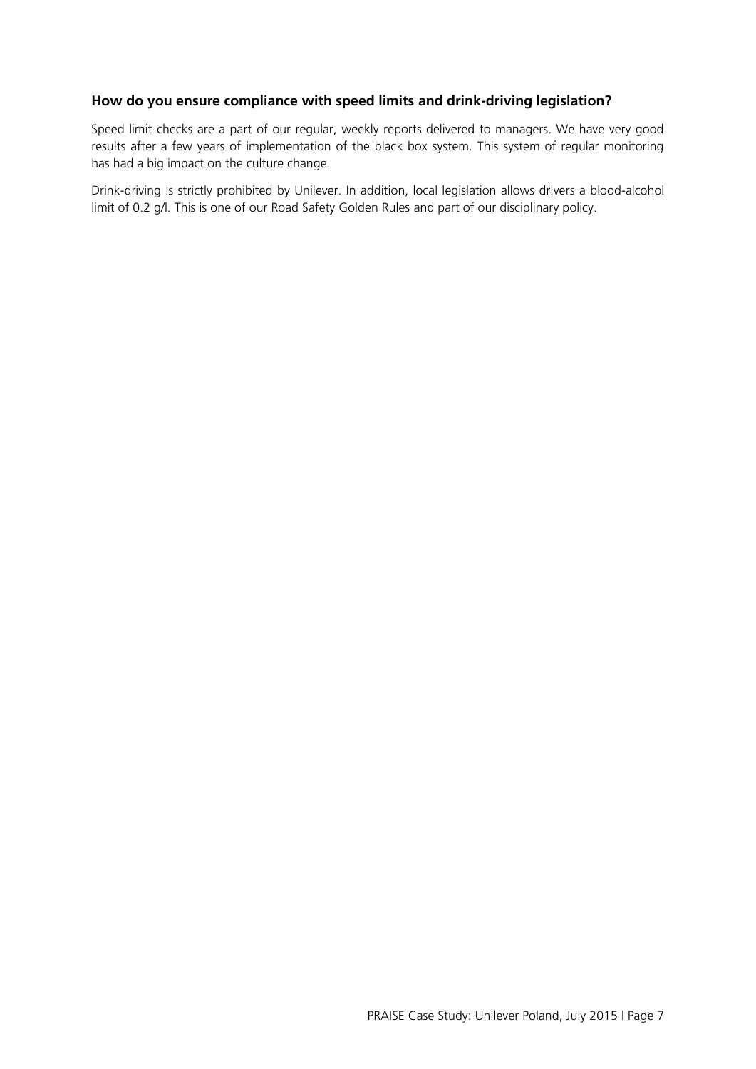### How do you ensure compliance with speed limits and drink-driving legislation?

Speed limit checks are a part of our regular, weekly reports delivered to managers. We have very good results after a few years of implementation of the black box system. This system of regular monitoring has had a big impact on the culture change.

Drink-driving is strictly prohibited by Unilever. In addition, local legislation allows drivers a blood-alcohol limit of 0.2 g/l. This is one of our Road Safety Golden Rules and part of our disciplinary policy.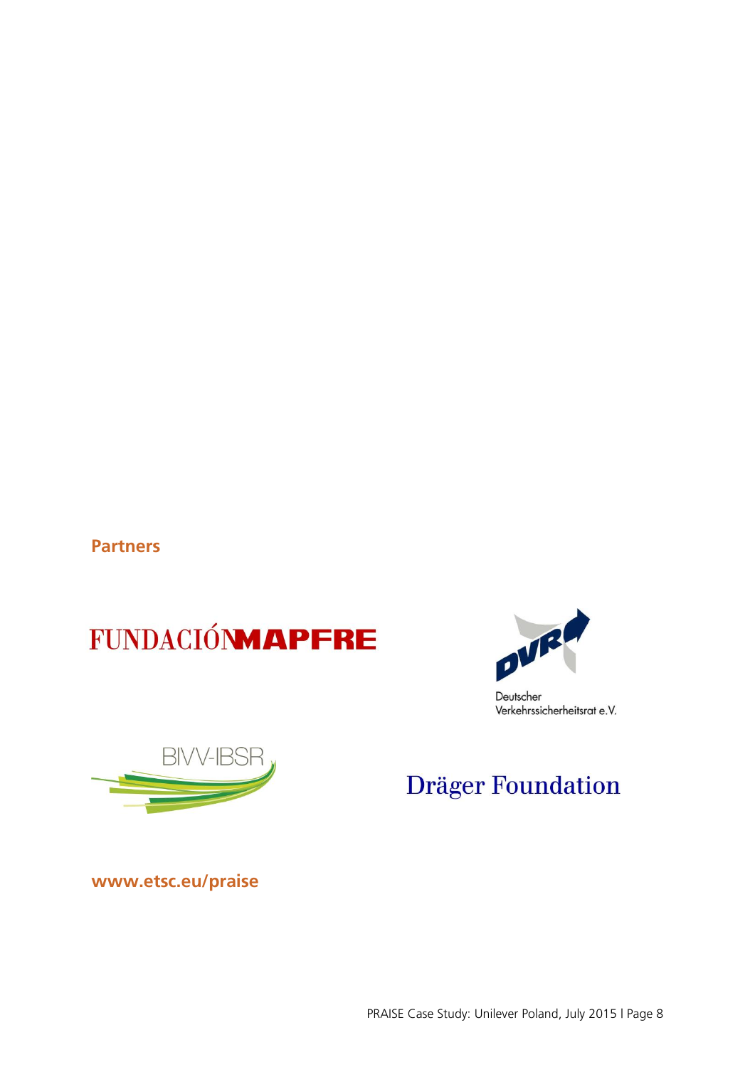**Partners**

FUNDACIÓNMAPFRE

DVR

Deutscher Verkehrssicherheitsrat e.V.

BIVV-IBSR

Dräger Foundation

**www.etsc.eu/praise**